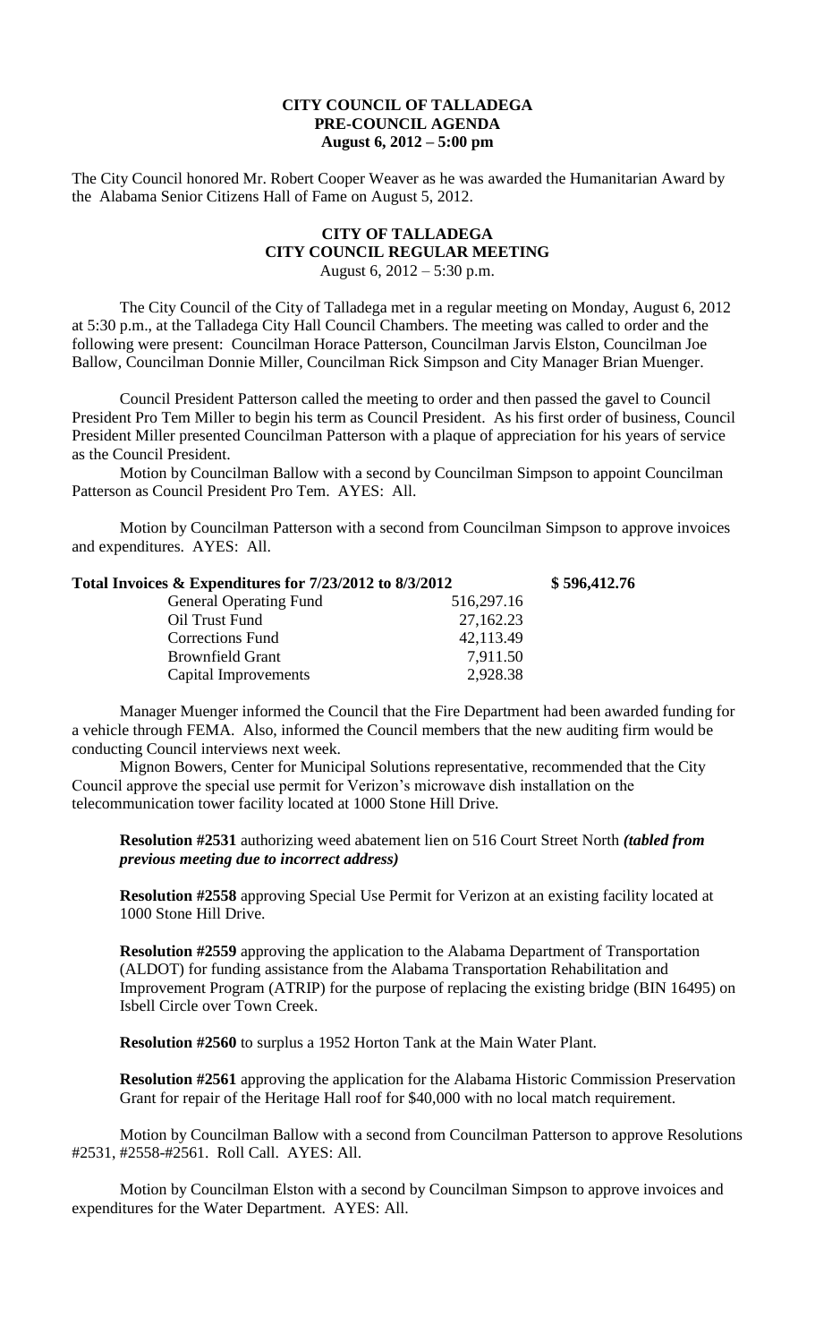**CITY COUNCIL OF TALLADEGA**
**PRE-COUNCIL AGENDA**
**August 6, 2012 – 5:00 pm**

The City Council honored Mr. Robert Cooper Weaver as he was awarded the Humanitarian Award by the Alabama Senior Citizens Hall of Fame on August 5, 2012.

**CITY OF TALLADEGA**
**CITY COUNCIL REGULAR MEETING**
August 6, 2012 – 5:30 p.m.

The City Council of the City of Talladega met in a regular meeting on Monday, August 6, 2012 at 5:30 p.m., at the Talladega City Hall Council Chambers. The meeting was called to order and the following were present: Councilman Horace Patterson, Councilman Jarvis Elston, Councilman Joe Ballow, Councilman Donnie Miller, Councilman Rick Simpson and City Manager Brian Muenger.

Council President Patterson called the meeting to order and then passed the gavel to Council President Pro Tem Miller to begin his term as Council President. As his first order of business, Council President Miller presented Councilman Patterson with a plaque of appreciation for his years of service as the Council President.

Motion by Councilman Ballow with a second by Councilman Simpson to appoint Councilman Patterson as Council President Pro Tem. AYES: All.

Motion by Councilman Patterson with a second from Councilman Simpson to approve invoices and expenditures. AYES: All.

| **Total Invoices & Expenditures for 7/23/2012 to 8/3/2012** | | **$ 596,412.76** |
|---|---|---|
| General Operating Fund | 516,297.16 | |
| Oil Trust Fund | 27,162.23 | |
| Corrections Fund | 42,113.49 | |
| Brownfield Grant | 7,911.50 | |
| Capital Improvements | 2,928.38 | |

Manager Muenger informed the Council that the Fire Department had been awarded funding for a vehicle through FEMA. Also, informed the Council members that the new auditing firm would be conducting Council interviews next week.

Mignon Bowers, Center for Municipal Solutions representative, recommended that the City Council approve the special use permit for Verizon's microwave dish installation on the telecommunication tower facility located at 1000 Stone Hill Drive.

**Resolution #2531** authorizing weed abatement lien on 516 Court Street North ***(tabled from previous meeting due to incorrect address)***

**Resolution #2558** approving Special Use Permit for Verizon at an existing facility located at 1000 Stone Hill Drive.

**Resolution #2559** approving the application to the Alabama Department of Transportation (ALDOT) for funding assistance from the Alabama Transportation Rehabilitation and Improvement Program (ATRIP) for the purpose of replacing the existing bridge (BIN 16495) on Isbell Circle over Town Creek.

**Resolution #2560** to surplus a 1952 Horton Tank at the Main Water Plant.

**Resolution #2561** approving the application for the Alabama Historic Commission Preservation Grant for repair of the Heritage Hall roof for $40,000 with no local match requirement.

Motion by Councilman Ballow with a second from Councilman Patterson to approve Resolutions #2531, #2558-#2561. Roll Call. AYES: All.

Motion by Councilman Elston with a second by Councilman Simpson to approve invoices and expenditures for the Water Department. AYES: All.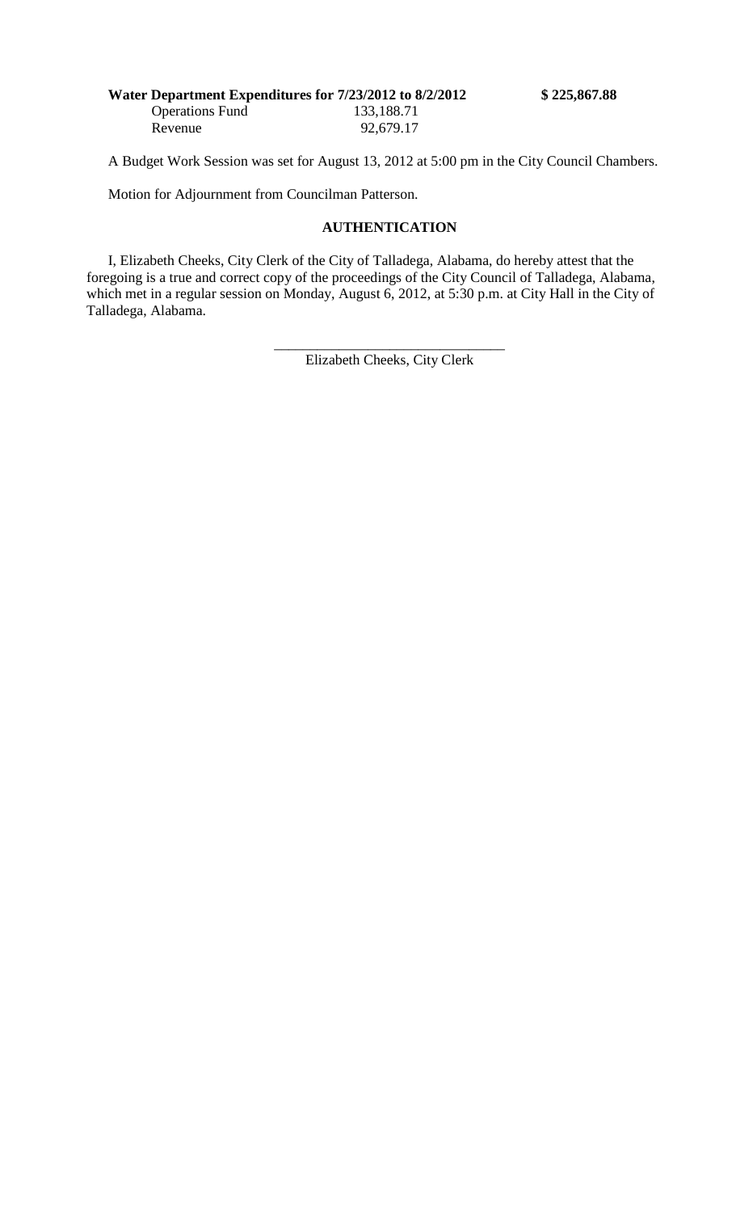**Water Department Expenditures for 7/23/2012 to 8/2/2012** **$ 225,867.88**

| | |
|---|---|
| Operations Fund | 133,188.71 |
| Revenue | 92,679.17 |

A Budget Work Session was set for August 13, 2012 at 5:00 pm in the City Council Chambers.

Motion for Adjournment from Councilman Patterson.

## AUTHENTICATION

I, Elizabeth Cheeks, City Clerk of the City of Talladega, Alabama, do hereby attest that the foregoing is a true and correct copy of the proceedings of the City Council of Talladega, Alabama, which met in a regular session on Monday, August 6, 2012, at 5:30 p.m. at City Hall in the City of Talladega, Alabama.

\_\_\_\_\_\_\_\_\_\_\_\_\_\_\_\_\_\_\_\_\_\_\_\_\_\_\_\_\_\_\_\_

Elizabeth Cheeks, City Clerk